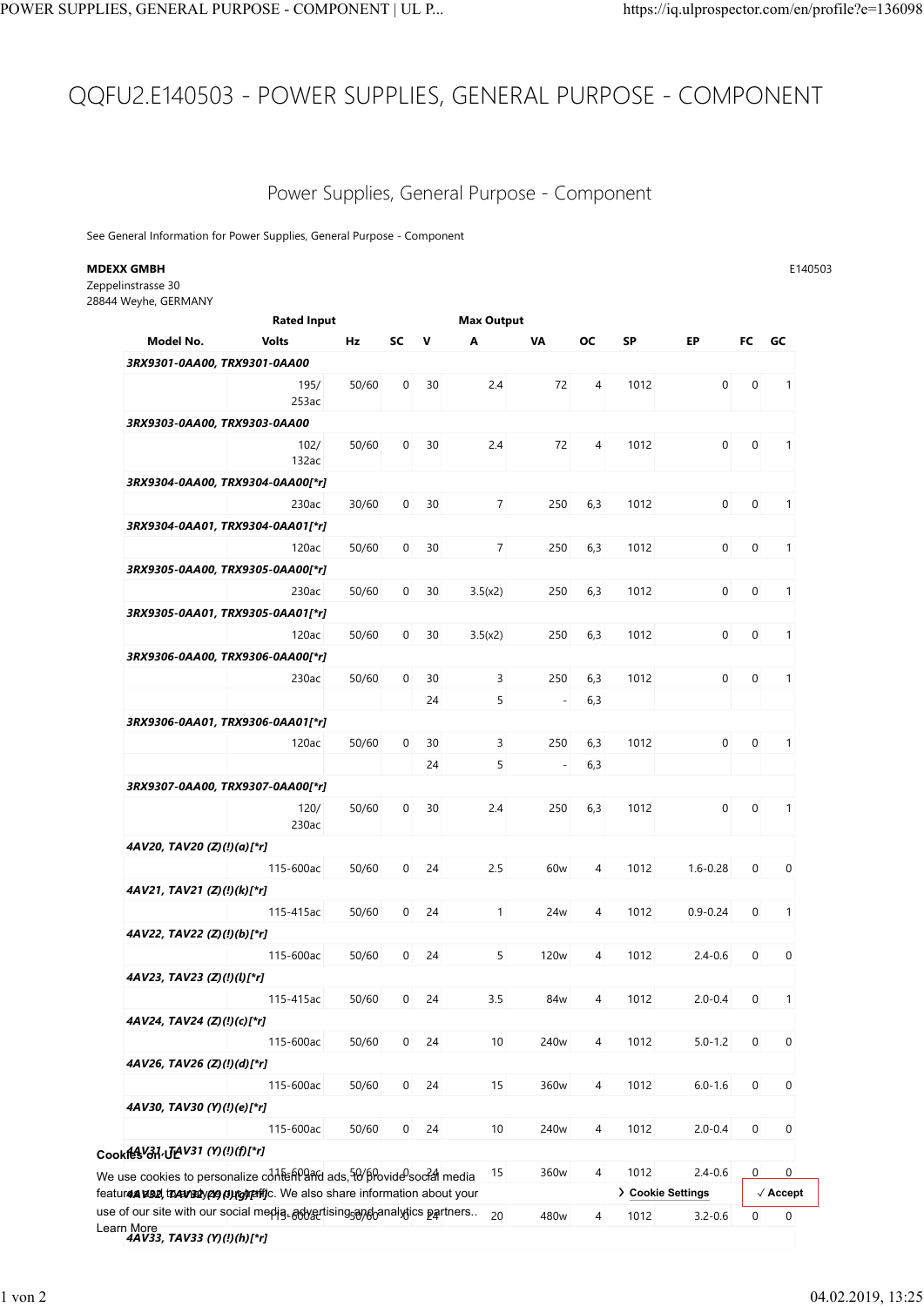# QQFU2.E140503 - POWER SUPPLIES, GENERAL PURPOSE - COMPONENT

## Power Supplies, General Purpose - Component

See General Information for Power Supplies, General Purpose - Component

**MDEXX GMBH**
Zeppelinstrasse 30
28844 Weyhe, GERMANY

E140503

| | Rated Input | | | Max Output | | | | | | | |
|---|---|---|---|---|---|---|---|---|---|---|---|
| **Model No.** | **Volts** | **Hz** | **SC** | **V** | **A** | **VA** | **OC** | **SP** | **EP** | **FC** | **GC** |
| ***3RX9301-0AA00, TRX9301-0AA00*** | | | | | | | | | | | |
| | 195/ 253ac | 50/60 | 0 | 30 | 2.4 | 72 | 4 | 1012 | 0 | 0 | 1 |
| ***3RX9303-0AA00, TRX9303-0AA00*** | | | | | | | | | | | |
| | 102/ 132ac | 50/60 | 0 | 30 | 2.4 | 72 | 4 | 1012 | 0 | 0 | 1 |
| ***3RX9304-0AA00, TRX9304-0AA00[*r]*** | | | | | | | | | | | |
| | 230ac | 30/60 | 0 | 30 | 7 | 250 | 6,3 | 1012 | 0 | 0 | 1 |
| ***3RX9304-0AA01, TRX9304-0AA01[*r]*** | | | | | | | | | | | |
| | 120ac | 50/60 | 0 | 30 | 7 | 250 | 6,3 | 1012 | 0 | 0 | 1 |
| ***3RX9305-0AA00, TRX9305-0AA00[*r]*** | | | | | | | | | | | |
| | 230ac | 50/60 | 0 | 30 | 3.5(x2) | 250 | 6,3 | 1012 | 0 | 0 | 1 |
| ***3RX9305-0AA01, TRX9305-0AA01[*r]*** | | | | | | | | | | | |
| | 120ac | 50/60 | 0 | 30 | 3.5(x2) | 250 | 6,3 | 1012 | 0 | 0 | 1 |
| ***3RX9306-0AA00, TRX9306-0AA00[*r]*** | | | | | | | | | | | |
| | 230ac | 50/60 | 0 | 30 | 3 | 250 | 6,3 | 1012 | 0 | 0 | 1 |
| | | | | 24 | 5 | - | 6,3 | | | | |
| ***3RX9306-0AA01, TRX9306-0AA01[*r]*** | | | | | | | | | | | |
| | 120ac | 50/60 | 0 | 30 | 3 | 250 | 6,3 | 1012 | 0 | 0 | 1 |
| | | | | 24 | 5 | - | 6,3 | | | | |
| ***3RX9307-0AA00, TRX9307-0AA00[*r]*** | | | | | | | | | | | |
| | 120/ 230ac | 50/60 | 0 | 30 | 2.4 | 250 | 6,3 | 1012 | 0 | 0 | 1 |
| ***4AV20, TAV20 (Z)(!)(a)[*r]*** | | | | | | | | | | | |
| | 115-600ac | 50/60 | 0 | 24 | 2.5 | 60w | 4 | 1012 | 1.6-0.28 | 0 | 0 |
| ***4AV21, TAV21 (Z)(!)(k)[*r]*** | | | | | | | | | | | |
| | 115-415ac | 50/60 | 0 | 24 | 1 | 24w | 4 | 1012 | 0.9-0.24 | 0 | 1 |
| ***4AV22, TAV22 (Z)(!)(b)[*r]*** | | | | | | | | | | | |
| | 115-600ac | 50/60 | 0 | 24 | 5 | 120w | 4 | 1012 | 2.4-0.6 | 0 | 0 |
| ***4AV23, TAV23 (Z)(!)(l)[*r]*** | | | | | | | | | | | |
| | 115-415ac | 50/60 | 0 | 24 | 3.5 | 84w | 4 | 1012 | 2.0-0.4 | 0 | 1 |
| ***4AV24, TAV24 (Z)(!)(c)[*r]*** | | | | | | | | | | | |
| | 115-600ac | 50/60 | 0 | 24 | 10 | 240w | 4 | 1012 | 5.0-1.2 | 0 | 0 |
| ***4AV26, TAV26 (Z)(!)(d)[*r]*** | | | | | | | | | | | |
| | 115-600ac | 50/60 | 0 | 24 | 15 | 360w | 4 | 1012 | 6.0-1.6 | 0 | 0 |
| ***4AV30, TAV30 (Y)(!)(e)[*r]*** | | | | | | | | | | | |
| | 115-600ac | 50/60 | 0 | 24 | 10 | 240w | 4 | 1012 | 2.0-0.4 | 0 | 0 |
| ***4AV31, TAV31 (Y)(!)(f)[*r]*** | | | | | | | | | | | |
| | 115-600ac | 50/60 | 0 | 24 | 15 | 360w | 4 | 1012 | 2.4-0.6 | 0 | 0 |
| ***4AV32, TAV32 (Y)(!)(g)[*r]*** | | | | | | | | | | | |
| | 115-600ac | 50/60 | 0 | 24 | 20 | 480w | 4 | 1012 | 3.2-0.6 | 0 | 0 |
| ***4AV33, TAV33 (Y)(!)(h)[*r]*** | | | | | | | | | | | |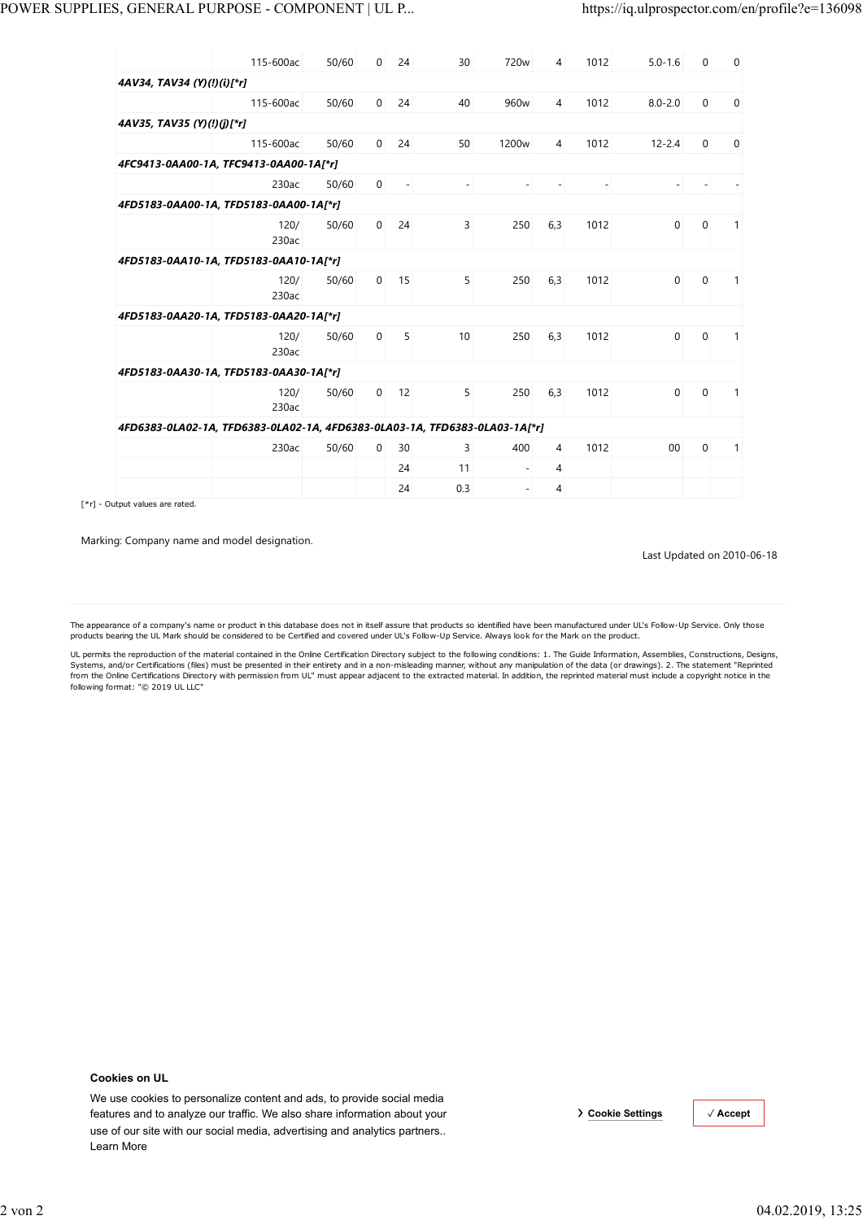| | | | | | | | | | | | | |
|---|---|---|---|---|---|---|---|---|---|---|---|---|
| | 115-600ac | 50/60 | 0 | 24 | 30 | 720w | 4 | 1012 | 5.0-1.6 | 0 | 0 |
| *4AV34, TAV34 (Y)(!)(i)[*r]* | | | | | | | | | | | |
| | 115-600ac | 50/60 | 0 | 24 | 40 | 960w | 4 | 1012 | 8.0-2.0 | 0 | 0 |
| *4AV35, TAV35 (Y)(!)(j)[*r]* | | | | | | | | | | | |
| | 115-600ac | 50/60 | 0 | 24 | 50 | 1200w | 4 | 1012 | 12-2.4 | 0 | 0 |
| *4FC9413-0AA00-1A, TFC9413-0AA00-1A[*r]* | | | | | | | | | | | |
| | 230ac | 50/60 | 0 | - | - | - | - | - | - | - | - |
| *4FD5183-0AA00-1A, TFD5183-0AA00-1A[*r]* | | | | | | | | | | | |
| | 120/ 230ac | 50/60 | 0 | 24 | 3 | 250 | 6,3 | 1012 | 0 | 0 | 1 |
| *4FD5183-0AA10-1A, TFD5183-0AA10-1A[*r]* | | | | | | | | | | | |
| | 120/ 230ac | 50/60 | 0 | 15 | 5 | 250 | 6,3 | 1012 | 0 | 0 | 1 |
| *4FD5183-0AA20-1A, TFD5183-0AA20-1A[*r]* | | | | | | | | | | | |
| | 120/ 230ac | 50/60 | 0 | 5 | 10 | 250 | 6,3 | 1012 | 0 | 0 | 1 |
| *4FD5183-0AA30-1A, TFD5183-0AA30-1A[*r]* | | | | | | | | | | | |
| | 120/ 230ac | 50/60 | 0 | 12 | 5 | 250 | 6,3 | 1012 | 0 | 0 | 1 |
| *4FD6383-0LA02-1A, TFD6383-0LA02-1A, 4FD6383-0LA03-1A, TFD6383-0LA03-1A[*r]* | | | | | | | | | | | |
| | 230ac | 50/60 | 0 | 30 | 3 | 400 | 4 | 1012 | 00 | 0 | 1 |
| | | | | 24 | 11 | - | 4 | | | | |
| | | | | 24 | 0.3 | - | 4 | | | | |

[*r] - Output values are rated.

Marking: Company name and model designation.

Last Updated on 2010-06-18

The appearance of a company's name or product in this database does not in itself assure that products so identified have been manufactured under UL's Follow-Up Service. Only those products bearing the UL Mark should be considered to be Certified and covered under UL's Follow-Up Service. Always look for the Mark on the product.

UL permits the reproduction of the material contained in the Online Certification Directory subject to the following conditions: 1. The Guide Information, Assemblies, Constructions, Designs, Systems, and/or Certifications (files) must be presented in their entirety and in a non-misleading manner, without any manipulation of the data (or drawings). 2. The statement "Reprinted from the Online Certifications Directory with permission from UL" must appear adjacent to the extracted material. In addition, the reprinted material must include a copyright notice in the following format: "© 2019 UL LLC"

**Cookies on UL**

We use cookies to personalize content and ads, to provide social media features and to analyze our traffic. We also share information about your use of our site with our social media, advertising and analytics partners.. Learn More

› Cookie Settings

✓ Accept